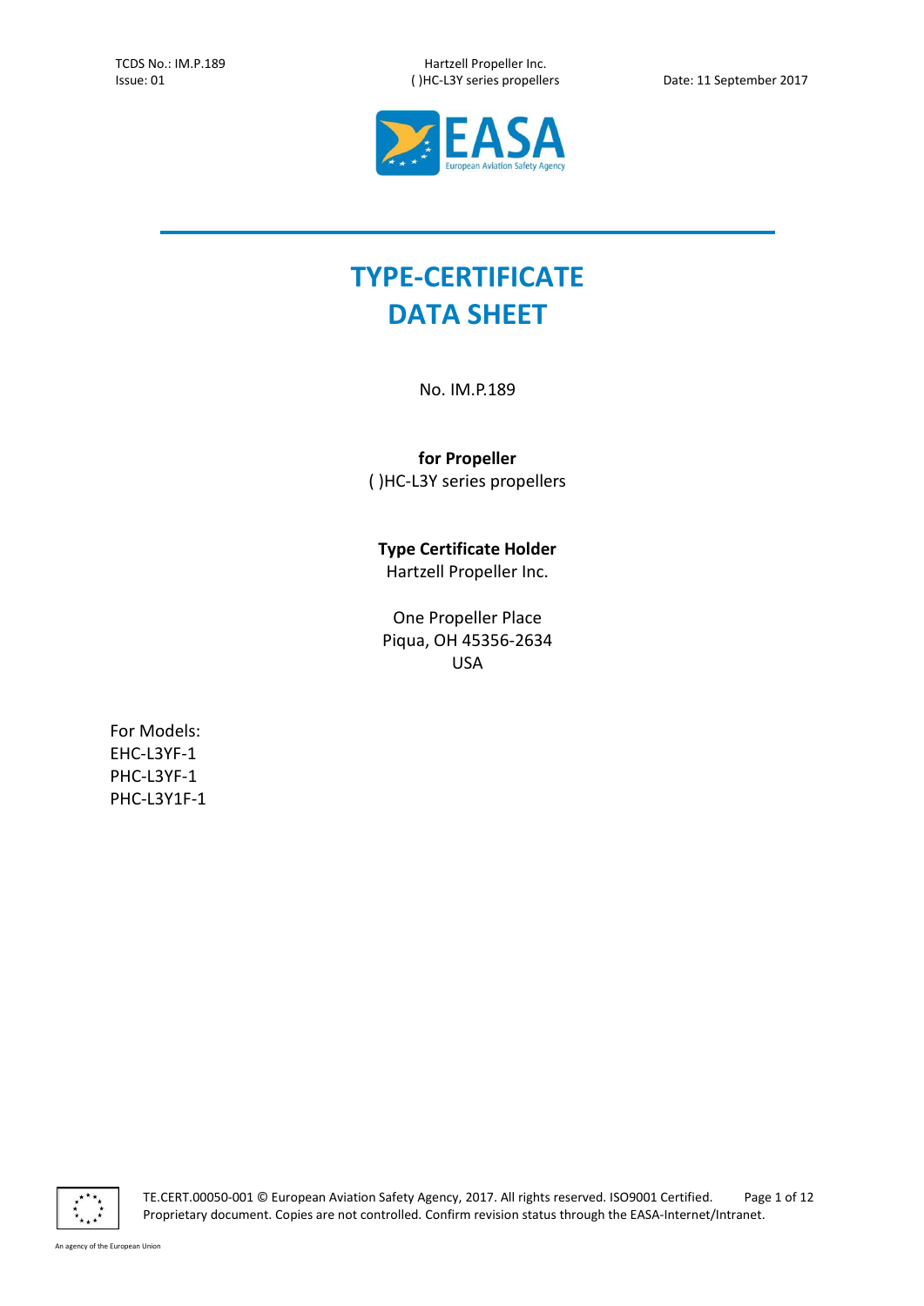# TYPE-CERTIFICATE DATA SHEET

No. IM.P.189

**for Propeller**
( )HC-L3Y series propellers

**Type Certificate Holder**
Hartzell Propeller Inc.

One Propeller Place
Piqua, OH 45356-2634
USA

For Models:
EHC-L3YF-1
PHC-L3YF-1
PHC-L3Y1F-1

TE.CERT.00050-001 © European Aviation Safety Agency, 2017. All rights reserved. ISO9001 Certified.
Proprietary document. Copies are not controlled. Confirm revision status through the EASA-Internet/Intranet.

An agency of the European Union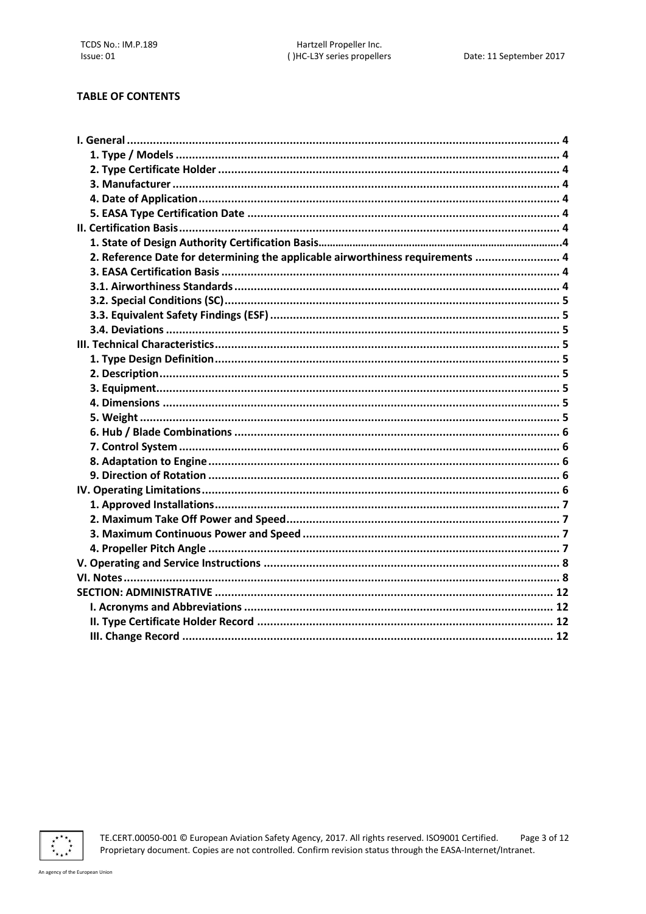**TABLE OF CONTENTS**

| | |
|---|---|
| **I. General** | **4** |
| **1. Type / Models** | **4** |
| **2. Type Certificate Holder** | **4** |
| **3. Manufacturer** | **4** |
| **4. Date of Application** | **4** |
| **5. EASA Type Certification Date** | **4** |
| **II. Certification Basis** | **4** |
| **1. State of Design Authority Certification Basis** | **4** |
| **2. Reference Date for determining the applicable airworthiness requirements** | **4** |
| **3. EASA Certification Basis** | **4** |
| **3.1. Airworthiness Standards** | **4** |
| **3.2. Special Conditions (SC)** | **5** |
| **3.3. Equivalent Safety Findings (ESF)** | **5** |
| **3.4. Deviations** | **5** |
| **III. Technical Characteristics** | **5** |
| **1. Type Design Definition** | **5** |
| **2. Description** | **5** |
| **3. Equipment** | **5** |
| **4. Dimensions** | **5** |
| **5. Weight** | **5** |
| **6. Hub / Blade Combinations** | **6** |
| **7. Control System** | **6** |
| **8. Adaptation to Engine** | **6** |
| **9. Direction of Rotation** | **6** |
| **IV. Operating Limitations** | **6** |
| **1. Approved Installations** | **7** |
| **2. Maximum Take Off Power and Speed** | **7** |
| **3. Maximum Continuous Power and Speed** | **7** |
| **4. Propeller Pitch Angle** | **7** |
| **V. Operating and Service Instructions** | **8** |
| **VI. Notes** | **8** |
| **SECTION: ADMINISTRATIVE** | **12** |
| **I. Acronyms and Abbreviations** | **12** |
| **II. Type Certificate Holder Record** | **12** |
| **III. Change Record** | **12** |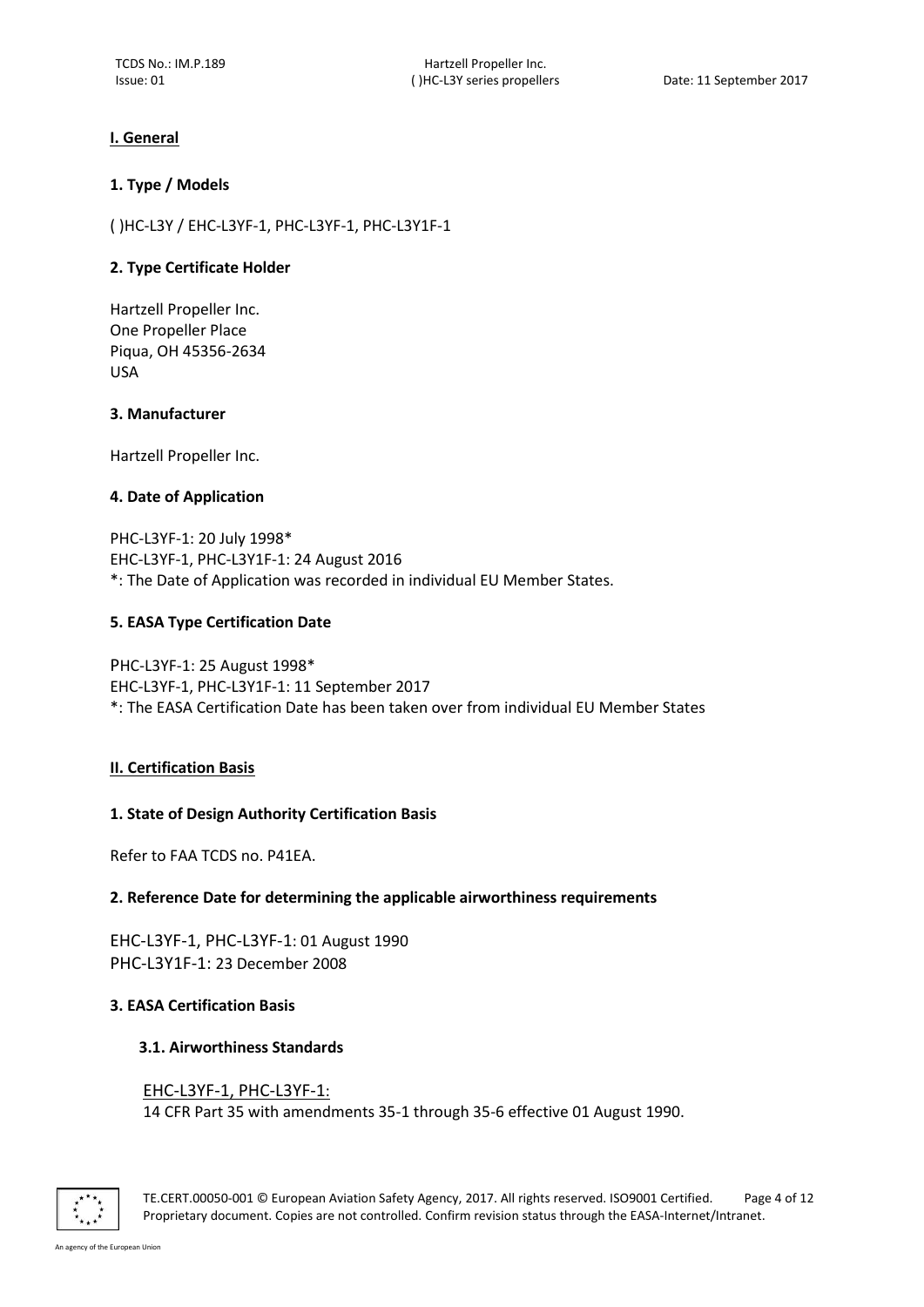## I. General

### 1. Type / Models

( )HC-L3Y / EHC-L3YF-1, PHC-L3YF-1, PHC-L3Y1F-1

### 2. Type Certificate Holder

Hartzell Propeller Inc.
One Propeller Place
Piqua, OH 45356-2634
USA

### 3. Manufacturer

Hartzell Propeller Inc.

### 4. Date of Application

PHC-L3YF-1: 20 July 1998*
EHC-L3YF-1, PHC-L3Y1F-1: 24 August 2016
*: The Date of Application was recorded in individual EU Member States.

### 5. EASA Type Certification Date

PHC-L3YF-1: 25 August 1998*
EHC-L3YF-1, PHC-L3Y1F-1: 11 September 2017
*: The EASA Certification Date has been taken over from individual EU Member States

## II. Certification Basis

### 1. State of Design Authority Certification Basis

Refer to FAA TCDS no. P41EA.

### 2. Reference Date for determining the applicable airworthiness requirements

EHC-L3YF-1, PHC-L3YF-1: 01 August 1990
PHC-L3Y1F-1: 23 December 2008

### 3. EASA Certification Basis

#### 3.1. Airworthiness Standards

EHC-L3YF-1, PHC-L3YF-1:
14 CFR Part 35 with amendments 35-1 through 35-6 effective 01 August 1990.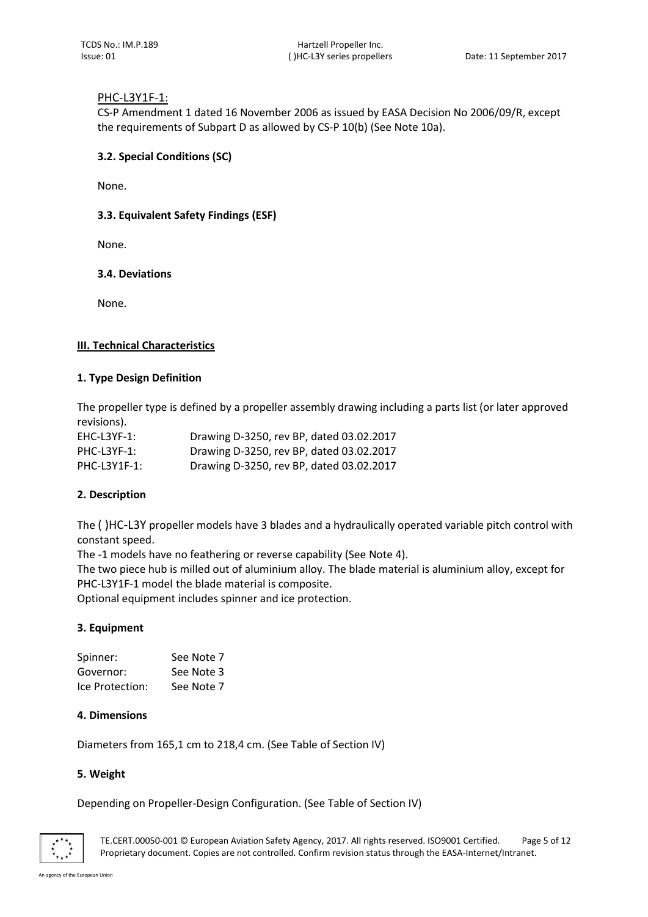PHC-L3Y1F-1:

CS-P Amendment 1 dated 16 November 2006 as issued by EASA Decision No 2006/09/R, except the requirements of Subpart D as allowed by CS-P 10(b) (See Note 10a).

### 3.2. Special Conditions (SC)

None.

### 3.3. Equivalent Safety Findings (ESF)

None.

### 3.4. Deviations

None.

## III. Technical Characteristics

### 1. Type Design Definition

The propeller type is defined by a propeller assembly drawing including a parts list (or later approved revisions).

| | |
|---|---|
| EHC-L3YF-1: | Drawing D-3250, rev BP, dated 03.02.2017 |
| PHC-L3YF-1: | Drawing D-3250, rev BP, dated 03.02.2017 |
| PHC-L3Y1F-1: | Drawing D-3250, rev BP, dated 03.02.2017 |

### 2. Description

The ( )HC-L3Y propeller models have 3 blades and a hydraulically operated variable pitch control with constant speed.

The -1 models have no feathering or reverse capability (See Note 4).

The two piece hub is milled out of aluminium alloy. The blade material is aluminium alloy, except for PHC-L3Y1F-1 model the blade material is composite.

Optional equipment includes spinner and ice protection.

### 3. Equipment

| | |
|---|---|
| Spinner: | See Note 7 |
| Governor: | See Note 3 |
| Ice Protection: | See Note 7 |

### 4. Dimensions

Diameters from 165,1 cm to 218,4 cm. (See Table of Section IV)

### 5. Weight

Depending on Propeller-Design Configuration. (See Table of Section IV)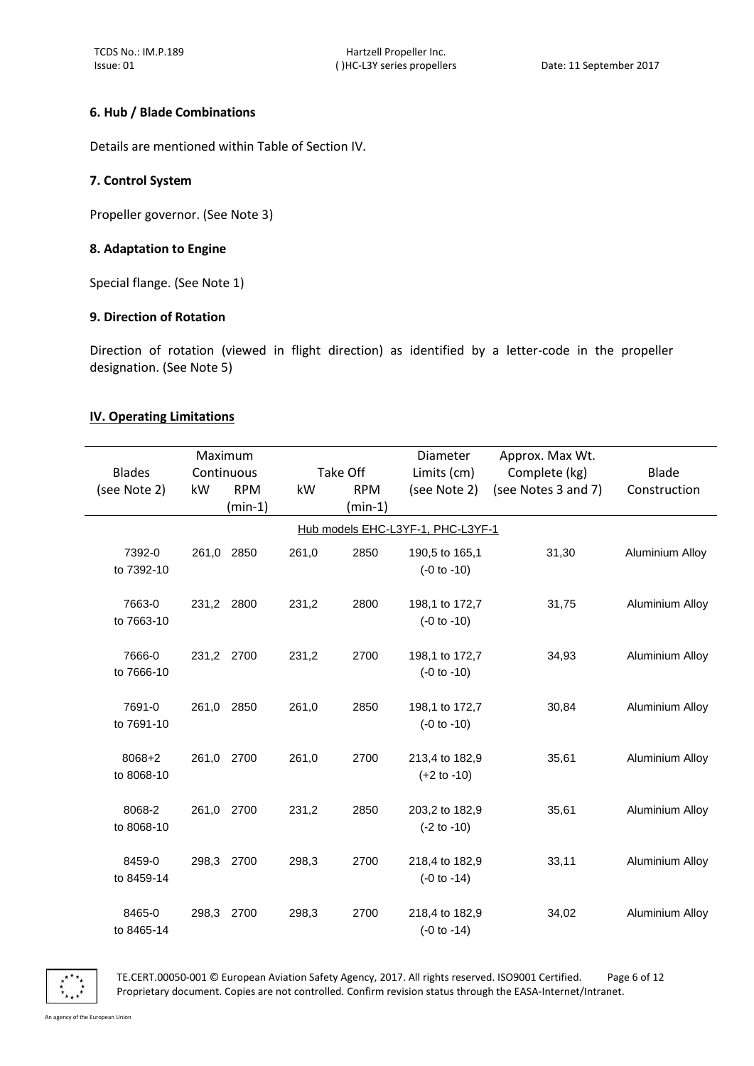### 6. Hub / Blade Combinations

Details are mentioned within Table of Section IV.

### 7. Control System

Propeller governor. (See Note 3)

### 8. Adaptation to Engine

Special flange. (See Note 1)

### 9. Direction of Rotation

Direction of rotation (viewed in flight direction) as identified by a letter-code in the propeller designation. (See Note 5)

## IV. Operating Limitations

| Blades (see Note 2) | Maximum Continuous | | Take Off | | Diameter Limits (cm) (see Note 2) | Approx. Max Wt. Complete (kg) (see Notes 3 and 7) | Blade Construction |
|---|---|---|---|---|---|---|---|
| | kW | RPM (min-1) | kW | RPM (min-1) | | | |
| Hub models EHC-L3YF-1, PHC-L3YF-1 | | | | | | | |
| 7392-0 to 7392-10 | 261,0 | 2850 | 261,0 | 2850 | 190,5 to 165,1 (-0 to -10) | 31,30 | Aluminium Alloy |
| 7663-0 to 7663-10 | 231,2 | 2800 | 231,2 | 2800 | 198,1 to 172,7 (-0 to -10) | 31,75 | Aluminium Alloy |
| 7666-0 to 7666-10 | 231,2 | 2700 | 231,2 | 2700 | 198,1 to 172,7 (-0 to -10) | 34,93 | Aluminium Alloy |
| 7691-0 to 7691-10 | 261,0 | 2850 | 261,0 | 2850 | 198,1 to 172,7 (-0 to -10) | 30,84 | Aluminium Alloy |
| 8068+2 to 8068-10 | 261,0 | 2700 | 261,0 | 2700 | 213,4 to 182,9 (+2 to -10) | 35,61 | Aluminium Alloy |
| 8068-2 to 8068-10 | 261,0 | 2700 | 231,2 | 2850 | 203,2 to 182,9 (-2 to -10) | 35,61 | Aluminium Alloy |
| 8459-0 to 8459-14 | 298,3 | 2700 | 298,3 | 2700 | 218,4 to 182,9 (-0 to -14) | 33,11 | Aluminium Alloy |
| 8465-0 to 8465-14 | 298,3 | 2700 | 298,3 | 2700 | 218,4 to 182,9 (-0 to -14) | 34,02 | Aluminium Alloy |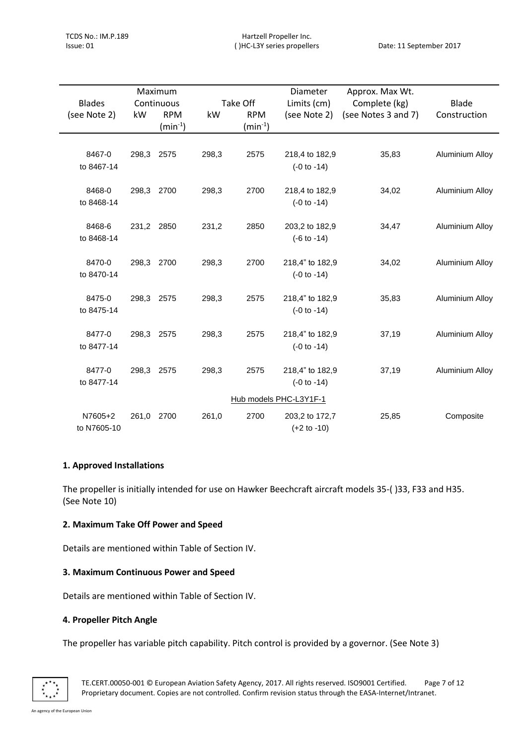| Blades (see Note 2) | Maximum Continuous kW | Maximum Continuous RPM ($min^{-1}$) | Take Off kW | Take Off RPM ($min^{-1}$) | Diameter Limits (cm) (see Note 2) | Approx. Max Wt. Complete (kg) (see Notes 3 and 7) | Blade Construction |
|---|---|---|---|---|---|---|---|
| 8467-0 to 8467-14 | 298,3 | 2575 | 298,3 | 2575 | 218,4 to 182,9 (-0 to -14) | 35,83 | Aluminium Alloy |
| 8468-0 to 8468-14 | 298,3 | 2700 | 298,3 | 2700 | 218,4 to 182,9 (-0 to -14) | 34,02 | Aluminium Alloy |
| 8468-6 to 8468-14 | 231,2 | 2850 | 231,2 | 2850 | 203,2 to 182,9 (-6 to -14) | 34,47 | Aluminium Alloy |
| 8470-0 to 8470-14 | 298,3 | 2700 | 298,3 | 2700 | 218,4" to 182,9 (-0 to -14) | 34,02 | Aluminium Alloy |
| 8475-0 to 8475-14 | 298,3 | 2575 | 298,3 | 2575 | 218,4" to 182,9 (-0 to -14) | 35,83 | Aluminium Alloy |
| 8477-0 to 8477-14 | 298,3 | 2575 | 298,3 | 2575 | 218,4" to 182,9 (-0 to -14) | 37,19 | Aluminium Alloy |
| 8477-0 to 8477-14 | 298,3 | 2575 | 298,3 | 2575 | 218,4" to 182,9 (-0 to -14) | 37,19 | Aluminium Alloy |
| | | | | Hub models PHC-L3Y1F-1 | | | |
| N7605+2 to N7605-10 | 261,0 | 2700 | 261,0 | 2700 | 203,2 to 172,7 (+2 to -10) | 25,85 | Composite |

### 1. Approved Installations

The propeller is initially intended for use on Hawker Beechcraft aircraft models 35-( )33, F33 and H35. (See Note 10)

### 2. Maximum Take Off Power and Speed

Details are mentioned within Table of Section IV.

### 3. Maximum Continuous Power and Speed

Details are mentioned within Table of Section IV.

### 4. Propeller Pitch Angle

The propeller has variable pitch capability. Pitch control is provided by a governor. (See Note 3)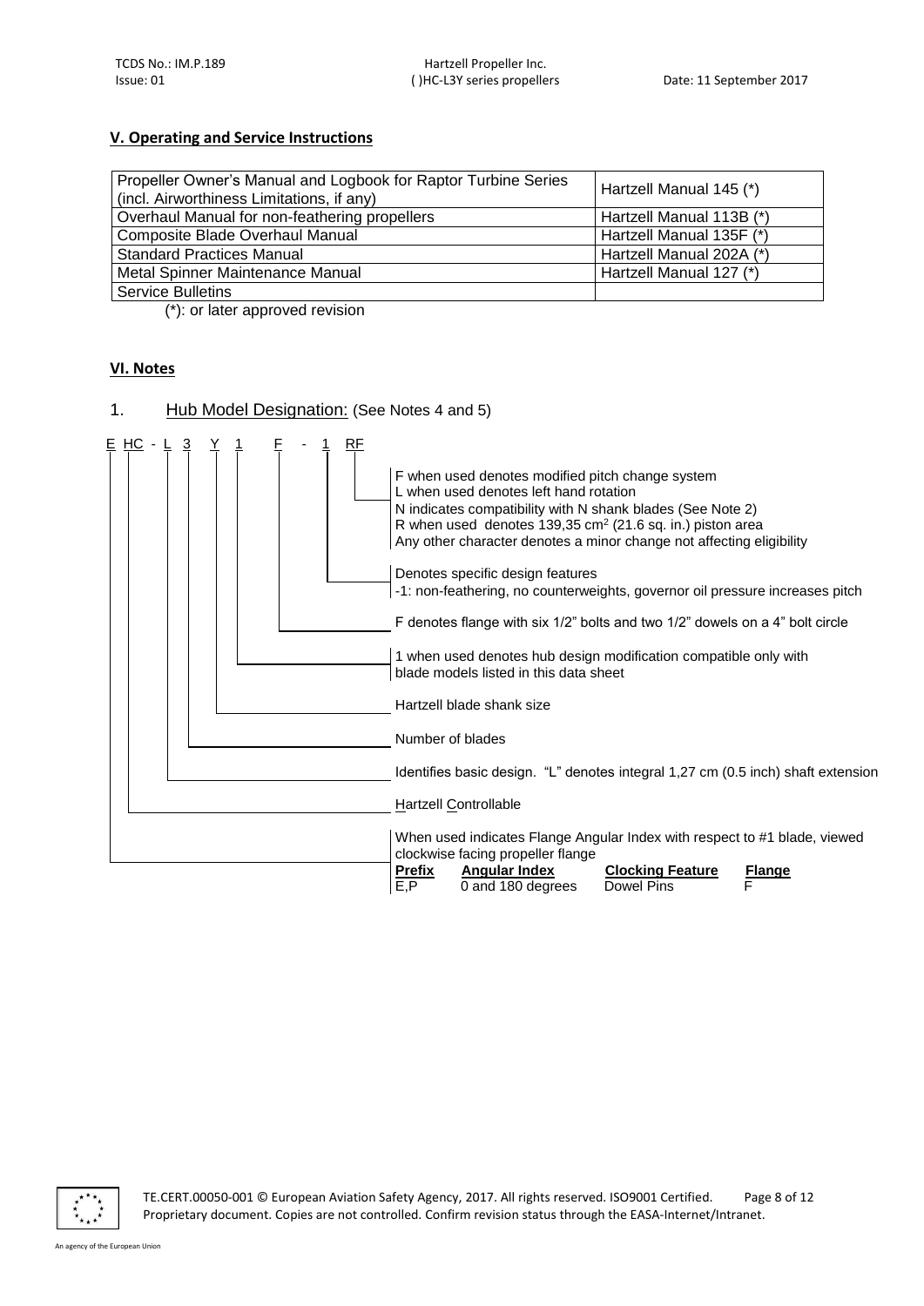## V. Operating and Service Instructions

| | |
|---|---|
| Propeller Owner's Manual and Logbook for Raptor Turbine Series (incl. Airworthiness Limitations, if any) | Hartzell Manual 145 (*) |
| Overhaul Manual for non-feathering propellers | Hartzell Manual 113B (*) |
| Composite Blade Overhaul Manual | Hartzell Manual 135F (*) |
| Standard Practices Manual | Hartzell Manual 202A (*) |
| Metal Spinner Maintenance Manual | Hartzell Manual 127 (*) |
| Service Bulletins | |

(*): or later approved revision

## VI. Notes

1. Hub Model Designation: (See Notes 4 and 5)

E HC - L 3 Y 1 F - 1 RF

- **RF**: F when used denotes modified pitch change system
  L when used denotes left hand rotation
  N indicates compatibility with N shank blades (See Note 2)
  R when used denotes 139,35 cm$^2$ (21.6 sq. in.) piston area
  Any other character denotes a minor change not affecting eligibility
- **1**: Denotes specific design features
  -1: non-feathering, no counterweights, governor oil pressure increases pitch
- **F**: F denotes flange with six 1/2" bolts and two 1/2" dowels on a 4" bolt circle
- **1**: 1 when used denotes hub design modification compatible only with blade models listed in this data sheet
- **Y**: Hartzell blade shank size
- **3**: Number of blades
- **L**: Identifies basic design. "L" denotes integral 1,27 cm (0.5 inch) shaft extension
- **HC**: Hartzell Controllable
- **E**: When used indicates Flange Angular Index with respect to #1 blade, viewed clockwise facing propeller flange

| Prefix | Angular Index | Clocking Feature | Flange |
|---|---|---|---|
| E,P | 0 and 180 degrees | Dowel Pins | F |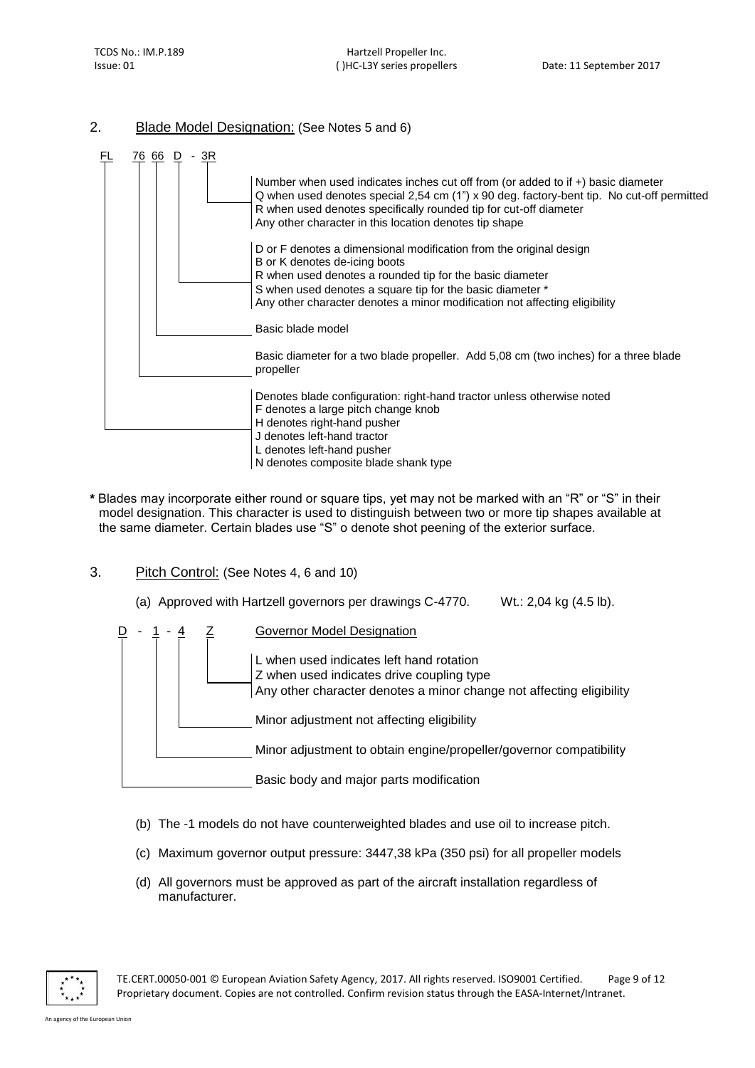## 2. Blade Model Designation: (See Notes 5 and 6)

**FL 76 66 D - 3R**

- **3R**:
  - Number when used indicates inches cut off from (or added to if +) basic diameter
  - Q when used denotes special 2,54 cm (1") x 90 deg. factory-bent tip. No cut-off permitted
  - R when used denotes specifically rounded tip for cut-off diameter
  - Any other character in this location denotes tip shape
- **D**:
  - D or F denotes a dimensional modification from the original design
  - B or K denotes de-icing boots
  - R when used denotes a rounded tip for the basic diameter
  - S when used denotes a square tip for the basic diameter *
  - Any other character denotes a minor modification not affecting eligibility
- **66**: Basic blade model
- **76**: Basic diameter for a two blade propeller. Add 5,08 cm (two inches) for a three blade propeller
- **FL**:
  - Denotes blade configuration: right-hand tractor unless otherwise noted
  - F denotes a large pitch change knob
  - H denotes right-hand pusher
  - J denotes left-hand tractor
  - L denotes left-hand pusher
  - N denotes composite blade shank type

**\*** Blades may incorporate either round or square tips, yet may not be marked with an "R" or "S" in their model designation. This character is used to distinguish between two or more tip shapes available at the same diameter. Certain blades use "S" o denote shot peening of the exterior surface.

## 3. Pitch Control: (See Notes 4, 6 and 10)

(a) Approved with Hartzell governors per drawings C-4770. Wt.: 2,04 kg (4.5 lb).

**D - 1 - 4 Z** Governor Model Designation

- **Z**:
  - L when used indicates left hand rotation
  - Z when used indicates drive coupling type
  - Any other character denotes a minor change not affecting eligibility
- **4**: Minor adjustment not affecting eligibility
- **1**: Minor adjustment to obtain engine/propeller/governor compatibility
- **D**: Basic body and major parts modification

(b) The -1 models do not have counterweighted blades and use oil to increase pitch.

(c) Maximum governor output pressure: 3447,38 kPa (350 psi) for all propeller models

(d) All governors must be approved as part of the aircraft installation regardless of manufacturer.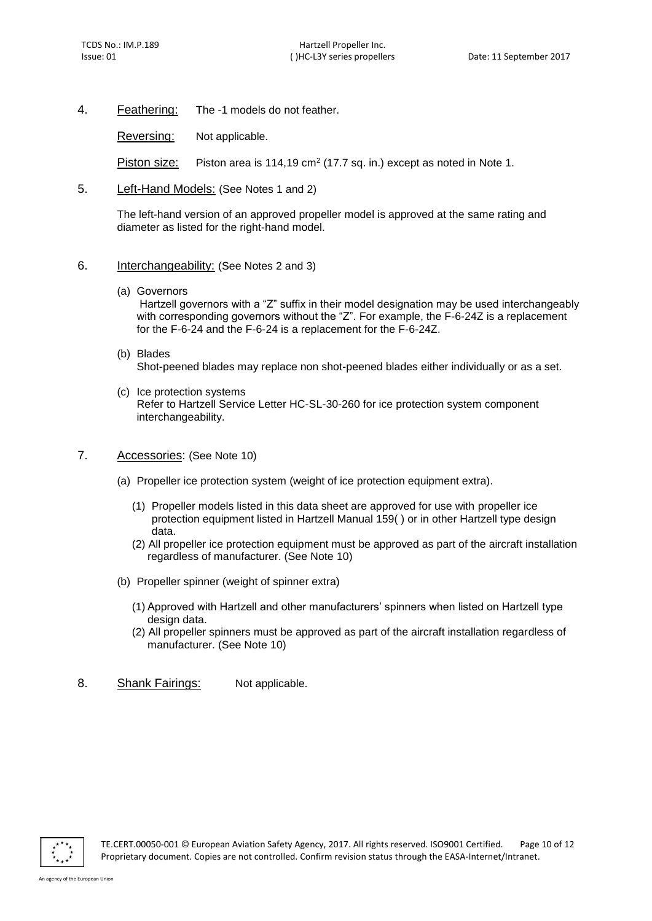4. Feathering: The -1 models do not feather.

Reversing: Not applicable.

Piston size: Piston area is 114,19 $cm^2$ (17.7 sq. in.) except as noted in Note 1.

5. Left-Hand Models: (See Notes 1 and 2)

The left-hand version of an approved propeller model is approved at the same rating and diameter as listed for the right-hand model.

6. Interchangeability: (See Notes 2 and 3)

(a) Governors
Hartzell governors with a "Z" suffix in their model designation may be used interchangeably with corresponding governors without the "Z". For example, the F-6-24Z is a replacement for the F-6-24 and the F-6-24 is a replacement for the F-6-24Z.

(b) Blades
Shot-peened blades may replace non shot-peened blades either individually or as a set.

(c) Ice protection systems
Refer to Hartzell Service Letter HC-SL-30-260 for ice protection system component interchangeability.

7. Accessories: (See Note 10)

(a) Propeller ice protection system (weight of ice protection equipment extra).

(1) Propeller models listed in this data sheet are approved for use with propeller ice protection equipment listed in Hartzell Manual 159( ) or in other Hartzell type design data.
(2) All propeller ice protection equipment must be approved as part of the aircraft installation regardless of manufacturer. (See Note 10)

(b) Propeller spinner (weight of spinner extra)

(1) Approved with Hartzell and other manufacturers' spinners when listed on Hartzell type design data.
(2) All propeller spinners must be approved as part of the aircraft installation regardless of manufacturer. (See Note 10)

8. Shank Fairings: Not applicable.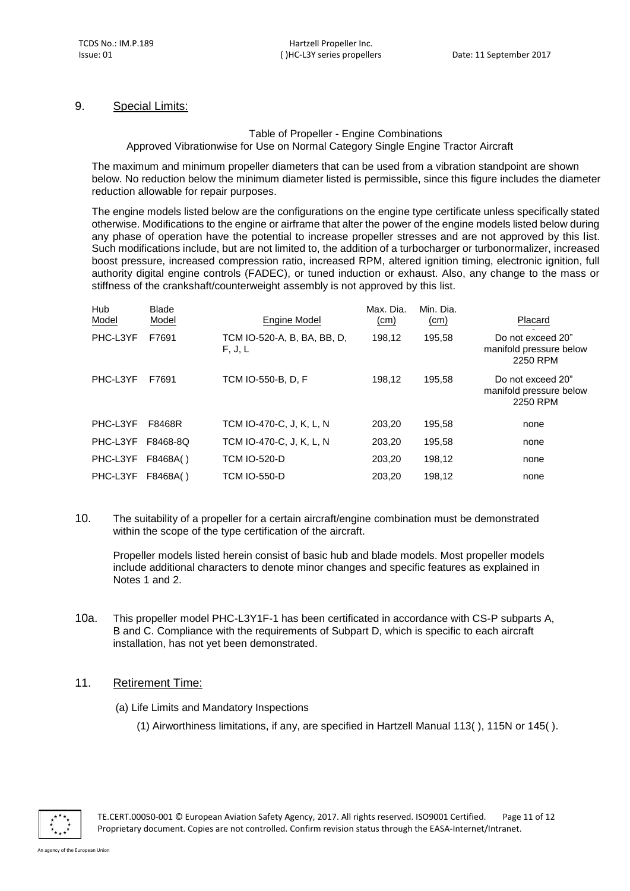## 9. Special Limits:

Table of Propeller - Engine Combinations
Approved Vibrationwise for Use on Normal Category Single Engine Tractor Aircraft

The maximum and minimum propeller diameters that can be used from a vibration standpoint are shown below. No reduction below the minimum diameter listed is permissible, since this figure includes the diameter reduction allowable for repair purposes.

The engine models listed below are the configurations on the engine type certificate unless specifically stated otherwise. Modifications to the engine or airframe that alter the power of the engine models listed below during any phase of operation have the potential to increase propeller stresses and are not approved by this list. Such modifications include, but are not limited to, the addition of a turbocharger or turbonormalizer, increased boost pressure, increased compression ratio, increased RPM, altered ignition timing, electronic ignition, full authority digital engine controls (FADEC), or tuned induction or exhaust. Also, any change to the mass or stiffness of the crankshaft/counterweight assembly is not approved by this list.

| Hub Model | Blade Model | Engine Model | Max. Dia. (cm) | Min. Dia. (cm) | Placard |
|---|---|---|---|---|---|
| PHC-L3YF | F7691 | TCM IO-520-A, B, BA, BB, D, F, J, L | 198,12 | 195,58 | Do not exceed 20" manifold pressure below 2250 RPM |
| PHC-L3YF | F7691 | TCM IO-550-B, D, F | 198,12 | 195,58 | Do not exceed 20" manifold pressure below 2250 RPM |
| PHC-L3YF | F8468R | TCM IO-470-C, J, K, L, N | 203,20 | 195,58 | none |
| PHC-L3YF | F8468-8Q | TCM IO-470-C, J, K, L, N | 203,20 | 195,58 | none |
| PHC-L3YF | F8468A( ) | TCM IO-520-D | 203,20 | 198,12 | none |
| PHC-L3YF | F8468A( ) | TCM IO-550-D | 203,20 | 198,12 | none |

10. The suitability of a propeller for a certain aircraft/engine combination must be demonstrated within the scope of the type certification of the aircraft.

    Propeller models listed herein consist of basic hub and blade models. Most propeller models include additional characters to denote minor changes and specific features as explained in Notes 1 and 2.

10a. This propeller model PHC-L3Y1F-1 has been certificated in accordance with CS-P subparts A, B and C. Compliance with the requirements of Subpart D, which is specific to each aircraft installation, has not yet been demonstrated.

## 11. Retirement Time:

(a) Life Limits and Mandatory Inspections

(1) Airworthiness limitations, if any, are specified in Hartzell Manual 113( ), 115N or 145( ).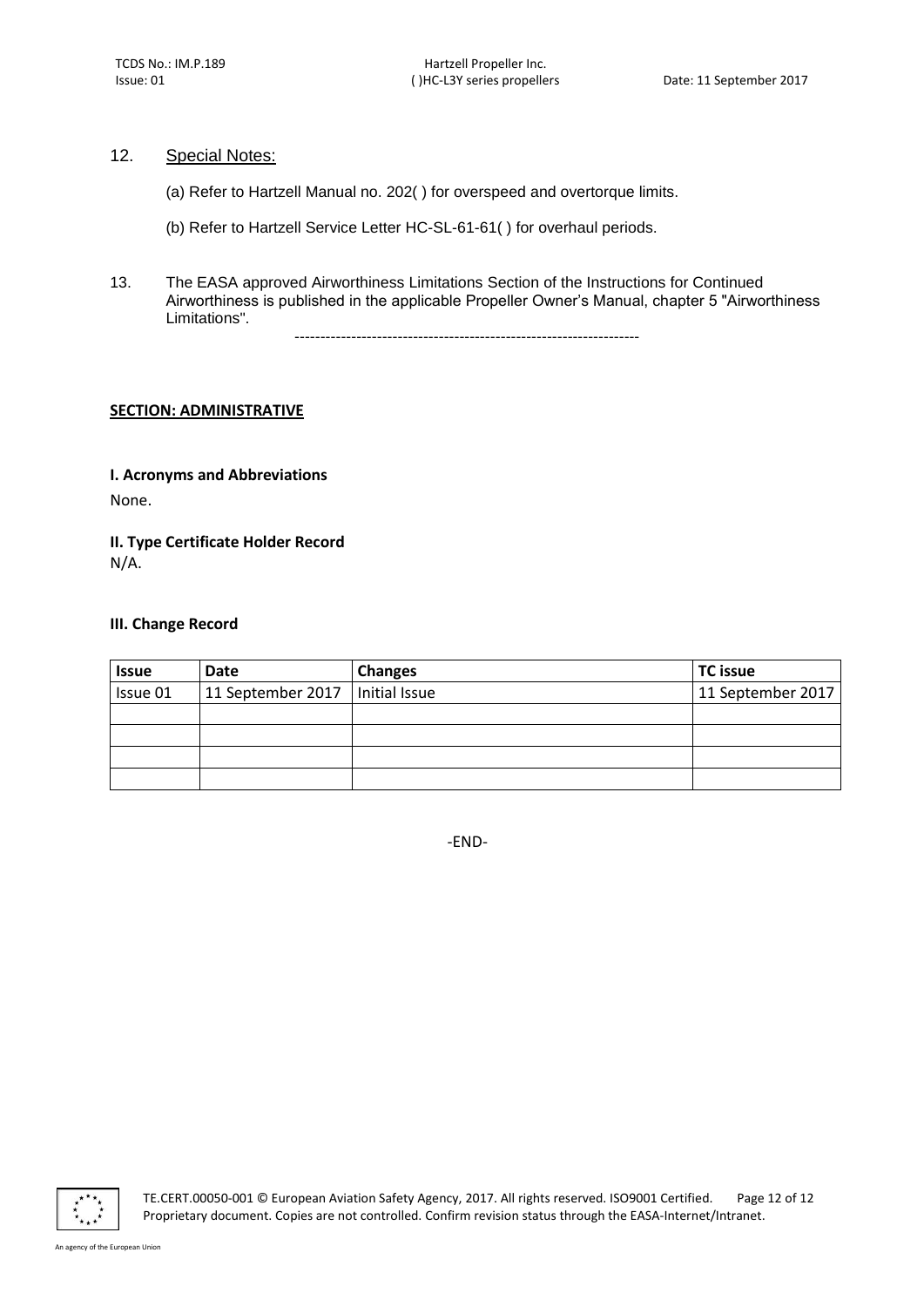12. Special Notes:

(a) Refer to Hartzell Manual no. 202( ) for overspeed and overtorque limits.

(b) Refer to Hartzell Service Letter HC-SL-61-61( ) for overhaul periods.

13. The EASA approved Airworthiness Limitations Section of the Instructions for Continued Airworthiness is published in the applicable Propeller Owner's Manual, chapter 5 "Airworthiness Limitations".

-------------------------------------------------------------------

## SECTION: ADMINISTRATIVE

### I. Acronyms and Abbreviations

None.

### II. Type Certificate Holder Record

N/A.

### III. Change Record

| Issue | Date | Changes | TC issue |
|---|---|---|---|
| Issue 01 | 11 September 2017 | Initial Issue | 11 September 2017 |
| | | | |
| | | | |
| | | | |
| | | | |

-END-